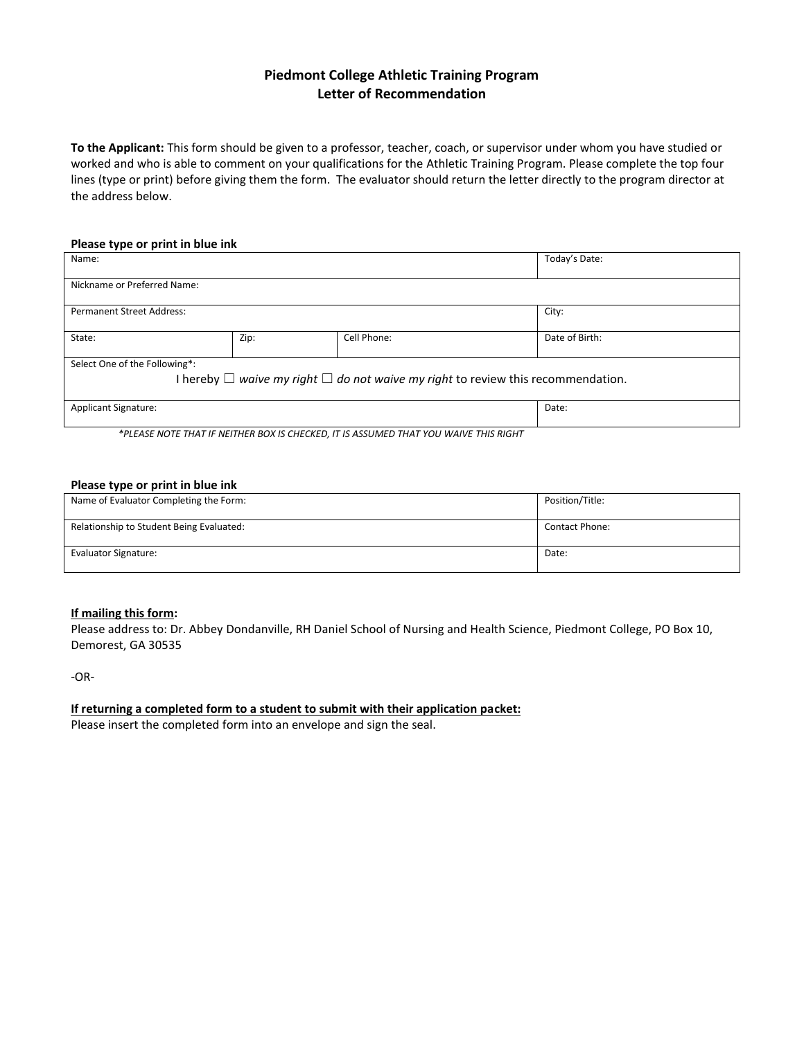# Piedmont College Athletic Training Program
## Letter of Recommendation

**To the Applicant:** This form should be given to a professor, teacher, coach, or supervisor under whom you have studied or worked and who is able to comment on your qualifications for the Athletic Training Program. Please complete the top four lines (type or print) before giving them the form. The evaluator should return the letter directly to the program director at the address below.

**Please type or print in blue ink**

| Name: | | | Today's Date: |
|---|---|---|---|
| Nickname or Preferred Name: | | | |
| Permanent Street Address: | | | City: |
| State: | Zip: | Cell Phone: | Date of Birth: |
| Select One of the Following*: I hereby ☐ *waive my right* ☐ *do not waive my right* to review this recommendation. | | | |
| Applicant Signature: | | | Date: |

*\*PLEASE NOTE THAT IF NEITHER BOX IS CHECKED, IT IS ASSUMED THAT YOU WAIVE THIS RIGHT*

**Please type or print in blue ink**

| Name of Evaluator Completing the Form: | Position/Title: |
|---|---|
| Relationship to Student Being Evaluated: | Contact Phone: |
| Evaluator Signature: | Date: |

**<u>If mailing this form</u>:**
Please address to: Dr. Abbey Dondanville, RH Daniel School of Nursing and Health Science, Piedmont College, PO Box 10, Demorest, GA 30535

-OR-

**<u>If returning a completed form to a student to submit with their application packet:</u>**
Please insert the completed form into an envelope and sign the seal.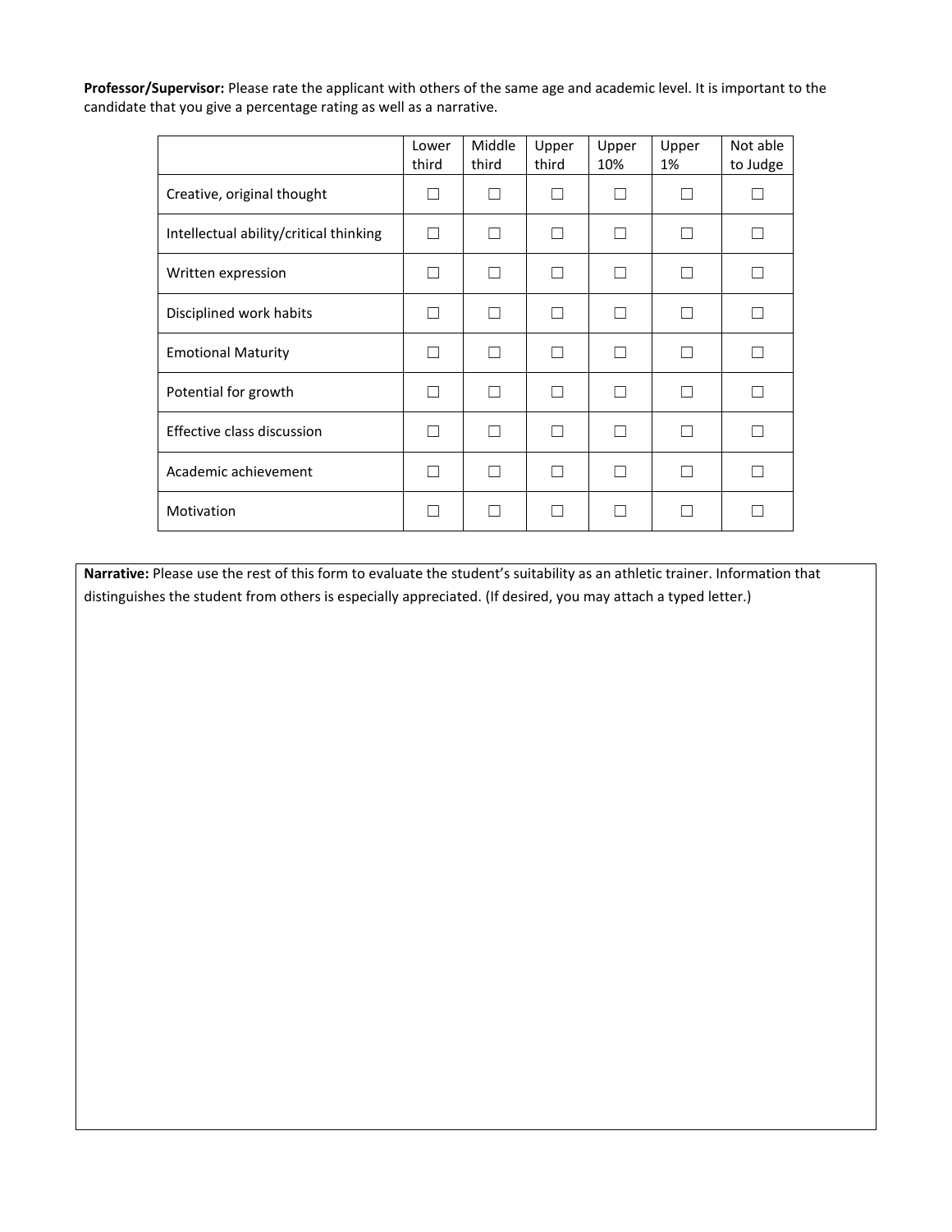**Professor/Supervisor:** Please rate the applicant with others of the same age and academic level. It is important to the candidate that you give a percentage rating as well as a narrative.

| | Lower third | Middle third | Upper third | Upper 10% | Upper 1% | Not able to Judge |
|---|---|---|---|---|---|---|
| Creative, original thought | ☐ | ☐ | ☐ | ☐ | ☐ | ☐ |
| Intellectual ability/critical thinking | ☐ | ☐ | ☐ | ☐ | ☐ | ☐ |
| Written expression | ☐ | ☐ | ☐ | ☐ | ☐ | ☐ |
| Disciplined work habits | ☐ | ☐ | ☐ | ☐ | ☐ | ☐ |
| Emotional Maturity | ☐ | ☐ | ☐ | ☐ | ☐ | ☐ |
| Potential for growth | ☐ | ☐ | ☐ | ☐ | ☐ | ☐ |
| Effective class discussion | ☐ | ☐ | ☐ | ☐ | ☐ | ☐ |
| Academic achievement | ☐ | ☐ | ☐ | ☐ | ☐ | ☐ |
| Motivation | ☐ | ☐ | ☐ | ☐ | ☐ | ☐ |

**Narrative:** Please use the rest of this form to evaluate the student's suitability as an athletic trainer. Information that distinguishes the student from others is especially appreciated. (If desired, you may attach a typed letter.)